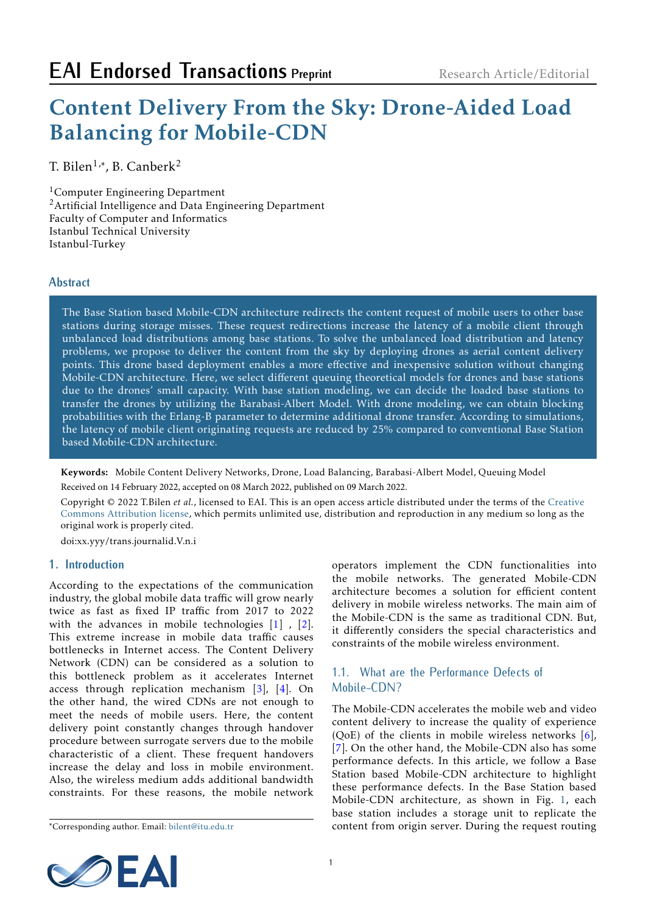# Content Delivery From the Sky: Drone-Aided Load Balancing for Mobile-CDN

T. Bilen[1,*], B. Canberk[2]

[1]Computer Engineering Department
[2]Artificial Intelligence and Data Engineering Department
Faculty of Computer and Informatics
Istanbul Technical University
Istanbul-Turkey

## Abstract

The Base Station based Mobile-CDN architecture redirects the content request of mobile users to other base stations during storage misses. These request redirections increase the latency of a mobile client through unbalanced load distributions among base stations. To solve the unbalanced load distribution and latency problems, we propose to deliver the content from the sky by deploying drones as aerial content delivery points. This drone based deployment enables a more effective and inexpensive solution without changing Mobile-CDN architecture. Here, we select different queuing theoretical models for drones and base stations due to the drones' small capacity. With base station modeling, we can decide the loaded base stations to transfer the drones by utilizing the Barabasi-Albert Model. With drone modeling, we can obtain blocking probabilities with the Erlang-B parameter to determine additional drone transfer. According to simulations, the latency of mobile client originating requests are reduced by 25% compared to conventional Base Station based Mobile-CDN architecture.

**Keywords:** Mobile Content Delivery Networks, Drone, Load Balancing, Barabasi-Albert Model, Queuing Model

Received on 14 February 2022, accepted on 08 March 2022, published on 09 March 2022.

Copyright © 2022 T.Bilen *et al.*, licensed to EAI. This is an open access article distributed under the terms of the Creative Commons Attribution license, which permits unlimited use, distribution and reproduction in any medium so long as the original work is properly cited.

doi:xx.yyy/trans.journalid.V.n.i

## 1. Introduction

According to the expectations of the communication industry, the global mobile data traffic will grow nearly twice as fast as fixed IP traffic from 2017 to 2022 with the advances in mobile technologies [1] , [2]. This extreme increase in mobile data traffic causes bottlenecks in Internet access. The Content Delivery Network (CDN) can be considered as a solution to this bottleneck problem as it accelerates Internet access through replication mechanism [3], [4]. On the other hand, the wired CDNs are not enough to meet the needs of mobile users. Here, the content delivery point constantly changes through handover procedure between surrogate servers due to the mobile characteristic of a client. These frequent handovers increase the delay and loss in mobile environment. Also, the wireless medium adds additional bandwidth constraints. For these reasons, the mobile network operators implement the CDN functionalities into the mobile networks. The generated Mobile-CDN architecture becomes a solution for efficient content delivery in mobile wireless networks. The main aim of the Mobile-CDN is the same as traditional CDN. But, it differently considers the special characteristics and constraints of the mobile wireless environment.

### 1.1. What are the Performance Defects of Mobile-CDN?

The Mobile-CDN accelerates the mobile web and video content delivery to increase the quality of experience (QoE) of the clients in mobile wireless networks [6], [7]. On the other hand, the Mobile-CDN also has some performance defects. In this article, we follow a Base Station based Mobile-CDN architecture to highlight these performance defects. In the Base Station based Mobile-CDN architecture, as shown in Fig. 1, each base station includes a storage unit to replicate the content from origin server. During the request routing

*Corresponding author. Email: bilent@itu.edu.tr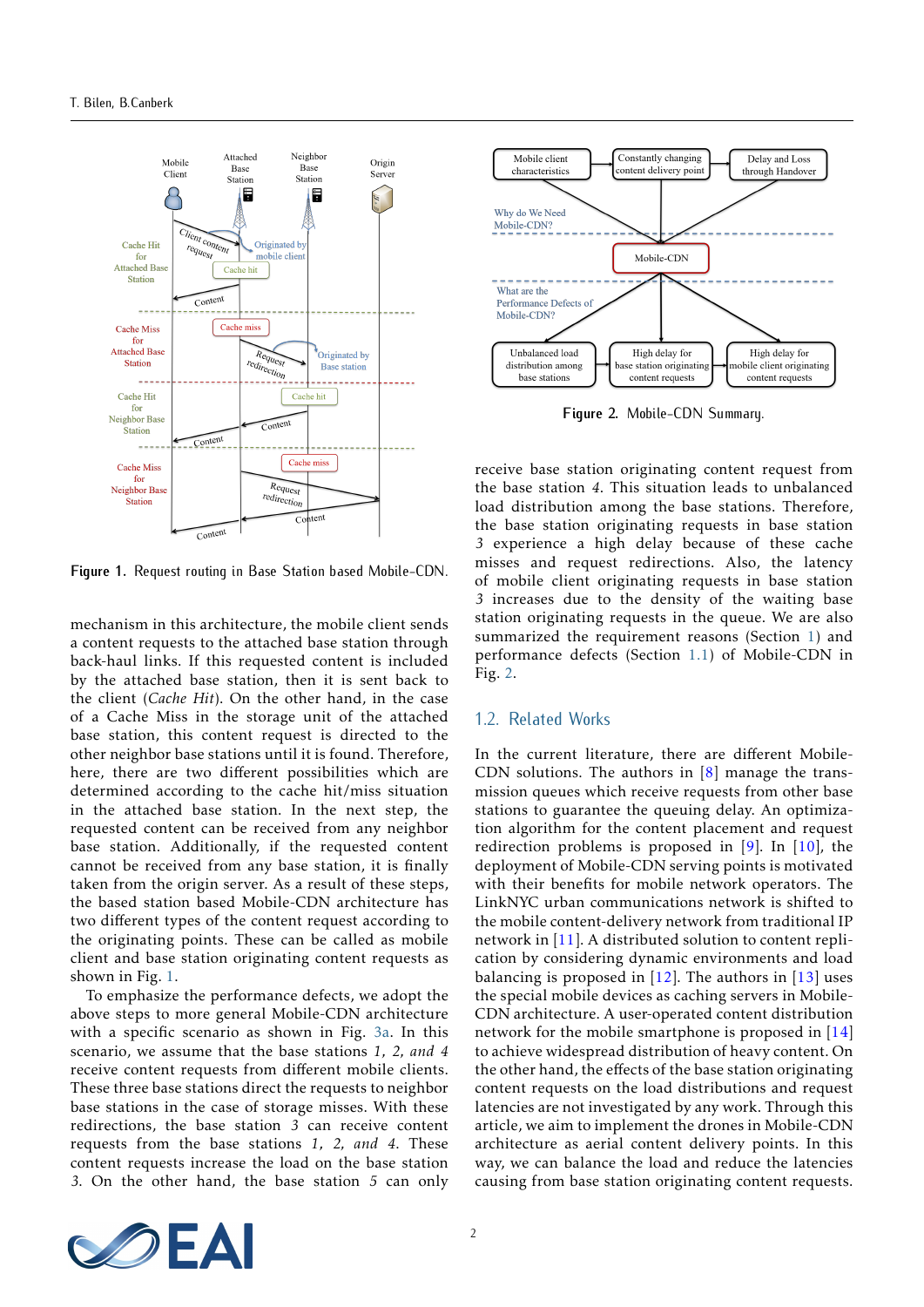Figure 1. Request routing in Base Station based Mobile-CDN.

mechanism in this architecture, the mobile client sends a content requests to the attached base station through back-haul links. If this requested content is included by the attached base station, then it is sent back to the client (*Cache Hit*). On the other hand, in the case of a Cache Miss in the storage unit of the attached base station, this content request is directed to the other neighbor base stations until it is found. Therefore, here, there are two different possibilities which are determined according to the cache hit/miss situation in the attached base station. In the next step, the requested content can be received from any neighbor base station. Additionally, if the requested content cannot be received from any base station, it is finally taken from the origin server. As a result of these steps, the based station based Mobile-CDN architecture has two different types of the content request according to the originating points. These can be called as mobile client and base station originating content requests as shown in Fig. 1.

To emphasize the performance defects, we adopt the above steps to more general Mobile-CDN architecture with a specific scenario as shown in Fig. 3a. In this scenario, we assume that the base stations *1, 2, and 4* receive content requests from different mobile clients. These three base stations direct the requests to neighbor base stations in the case of storage misses. With these redirections, the base station *3* can receive content requests from the base stations *1, 2, and 4*. These content requests increase the load on the base station *3*. On the other hand, the base station *5* can only receive base station originating content request from the base station *4*. This situation leads to unbalanced load distribution among the base stations. Therefore, the base station originating requests in base station *3* experience a high delay because of these cache misses and request redirections. Also, the latency of mobile client originating requests in base station *3* increases due to the density of the waiting base station originating requests in the queue. We are also summarized the requirement reasons (Section 1) and performance defects (Section 1.1) of Mobile-CDN in Fig. 2.

Figure 2. Mobile-CDN Summary.

## 1.2. Related Works

In the current literature, there are different Mobile-CDN solutions. The authors in [8] manage the transmission queues which receive requests from other base stations to guarantee the queuing delay. An optimization algorithm for the content placement and request redirection problems is proposed in [9]. In [10], the deployment of Mobile-CDN serving points is motivated with their benefits for mobile network operators. The LinkNYC urban communications network is shifted to the mobile content-delivery network from traditional IP network in [11]. A distributed solution to content replication by considering dynamic environments and load balancing is proposed in [12]. The authors in [13] uses the special mobile devices as caching servers in Mobile-CDN architecture. A user-operated content distribution network for the mobile smartphone is proposed in [14] to achieve widespread distribution of heavy content. On the other hand, the effects of the base station originating content requests on the load distributions and request latencies are not investigated by any work. Through this article, we aim to implement the drones in Mobile-CDN architecture as aerial content delivery points. In this way, we can balance the load and reduce the latencies causing from base station originating content requests.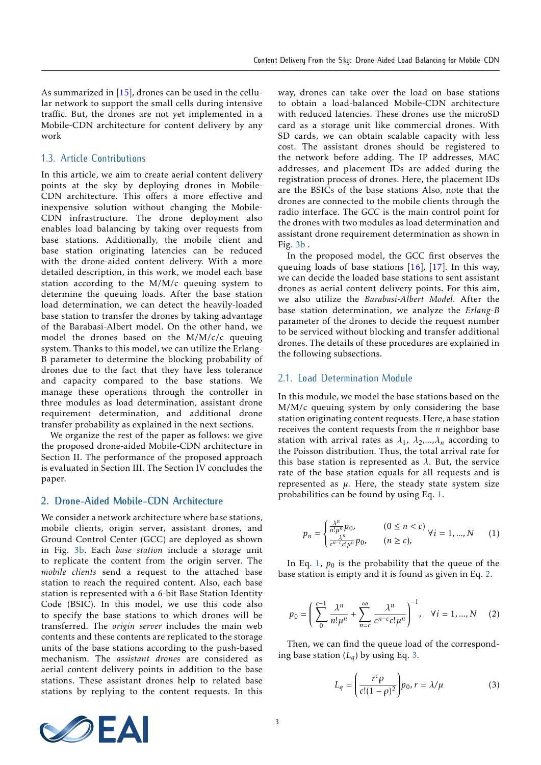As summarized in [15], drones can be used in the cellular network to support the small cells during intensive traffic. But, the drones are not yet implemented in a Mobile-CDN architecture for content delivery by any work

## 1.3. Article Contributions

In this article, we aim to create aerial content delivery points at the sky by deploying drones in Mobile-CDN architecture. This offers a more effective and inexpensive solution without changing the Mobile-CDN infrastructure. The drone deployment also enables load balancing by taking over requests from base stations. Additionally, the mobile client and base station originating latencies can be reduced with the drone-aided content delivery. With a more detailed description, in this work, we model each base station according to the M/M/c queuing system to determine the queuing loads. After the base station load determination, we can detect the heavily-loaded base station to transfer the drones by taking advantage of the Barabasi-Albert model. On the other hand, we model the drones based on the M/M/c/c queuing system. Thanks to this model, we can utilize the Erlang-B parameter to determine the blocking probability of drones due to the fact that they have less tolerance and capacity compared to the base stations. We manage these operations through the controller in three modules as load determination, assistant drone requirement determination, and additional drone transfer probability as explained in the next sections.

We organize the rest of the paper as follows: we give the proposed drone-aided Mobile-CDN architecture in Section II. The performance of the proposed approach is evaluated in Section III. The Section IV concludes the paper.

# 2. Drone-Aided Mobile-CDN Architecture

We consider a network architecture where base stations, mobile clients, origin server, assistant drones, and Ground Control Center (GCC) are deployed as shown in Fig. 3b. Each *base station* include a storage unit to replicate the content from the origin server. The *mobile clients* send a request to the attached base station to reach the required content. Also, each base station is represented with a 6-bit Base Station Identity Code (BSIC). In this model, we use this code also to specify the base stations to which drones will be transferred. The *origin server* includes the main web contents and these contents are replicated to the storage units of the base stations according to the push-based mechanism. The *assistant drones* are considered as aerial content delivery points in addition to the base stations. These assistant drones help to related base stations by replying to the content requests. In this way, drones can take over the load on base stations to obtain a load-balanced Mobile-CDN architecture with reduced latencies. These drones use the microSD card as a storage unit like commercial drones. With SD cards, we can obtain scalable capacity with less cost. The assistant drones should be registered to the network before adding. The IP addresses, MAC addresses, and placement IDs are added during the registration process of drones. Here, the placement IDs are the BSICs of the base stations Also, note that the drones are connected to the mobile clients through the radio interface. The *GCC* is the main control point for the drones with two modules as load determination and assistant drone requirement determination as shown in Fig. 3b .

In the proposed model, the GCC first observes the queuing loads of base stations [16], [17]. In this way, we can decide the loaded base stations to sent assistant drones as aerial content delivery points. For this aim, we also utilize the *Barabasi-Albert Model*. After the base station determination, we analyze the *Erlang-B* parameter of the drones to decide the request number to be serviced without blocking and transfer additional drones. The details of these procedures are explained in the following subsections.

## 2.1. Load Determination Module

In this module, we model the base stations based on the M/M/c queuing system by only considering the base station originating content requests. Here, a base station receives the content requests from the $n$ neighbor base station with arrival rates as $\lambda_1$, $\lambda_2$,...,$\lambda_n$ according to the Poisson distribution. Thus, the total arrival rate for this base station is represented as $\lambda$. But, the service rate of the base station equals for all requests and is represented as $\mu$. Here, the steady state system size probabilities can be found by using Eq. 1.

$$p_n = \begin{cases} \frac{\lambda^n}{n!\mu^n} p_0, & (0 \leq n < c) \\ \frac{\lambda^n}{c^{n-c}c!\mu^n} p_0, & (n \geq c), \end{cases} \forall i = 1, ..., N \qquad (1)$$

In Eq. 1, $p_0$ is the probability that the queue of the base station is empty and it is found as given in Eq. 2.

$$p_0 = \left( \sum_{0}^{c-1} \frac{\lambda^n}{n!\mu^n} + \sum_{n=c}^{\infty} \frac{\lambda^n}{c^{n-c}c!\mu^n} \right)^{-1}, \quad \forall i = 1, ..., N \qquad (2)$$

Then, we can find the queue load of the corresponding base station ($L_q$) by using Eq. 3.

$$L_q = \left( \frac{r^c \rho}{c!(1-\rho)^2} \right) p_0, r = \lambda/\mu \qquad (3)$$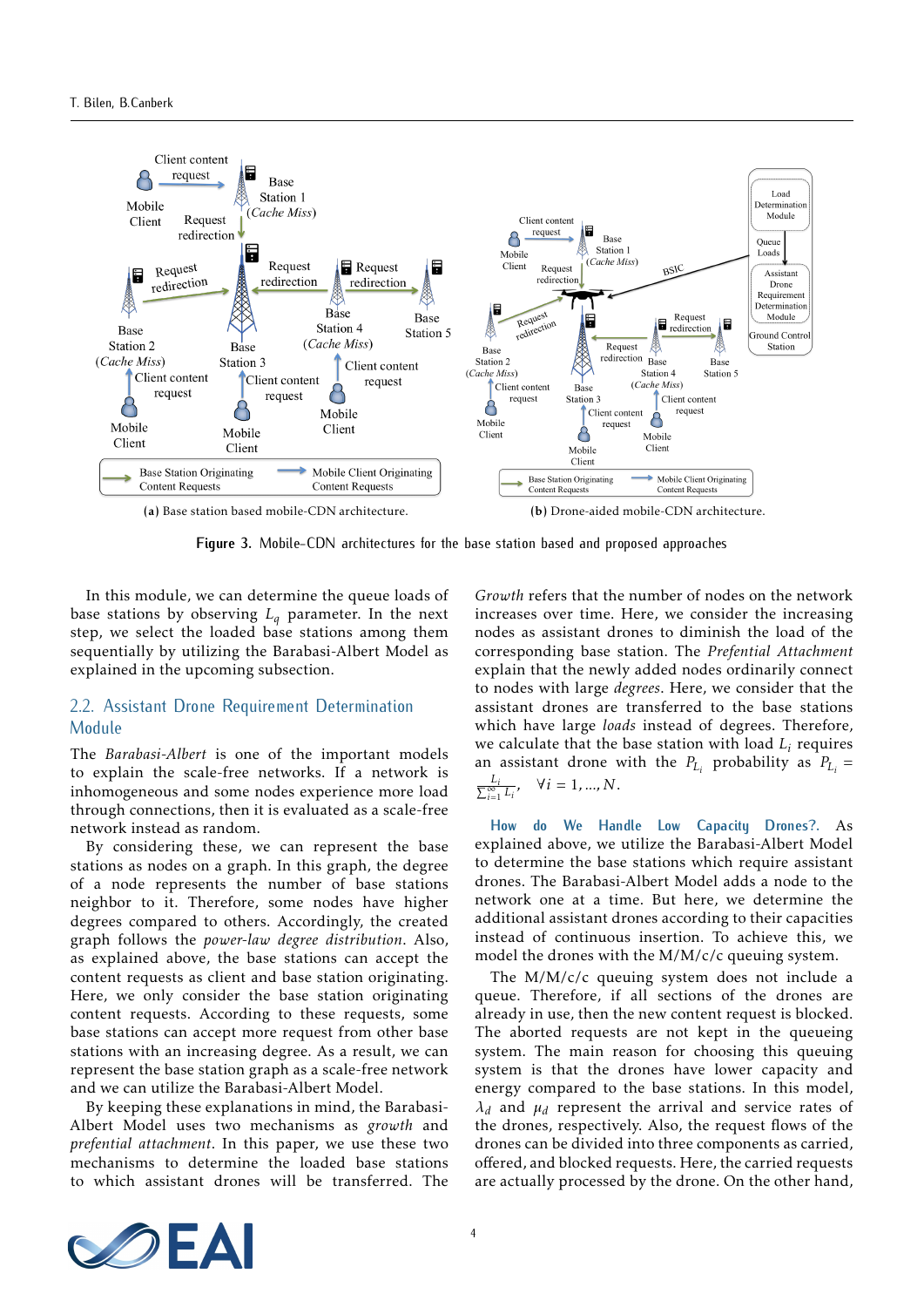(a) Base station based mobile-CDN architecture.

(b) Drone-aided mobile-CDN architecture.

**Figure 3.** Mobile-CDN architectures for the base station based and proposed approaches

In this module, we can determine the queue loads of base stations by observing $L_q$ parameter. In the next step, we select the loaded base stations among them sequentially by utilizing the Barabasi-Albert Model as explained in the upcoming subsection.

## 2.2. Assistant Drone Requirement Determination Module

The *Barabasi-Albert* is one of the important models to explain the scale-free networks. If a network is inhomogeneous and some nodes experience more load through connections, then it is evaluated as a scale-free network instead as random.

By considering these, we can represent the base stations as nodes on a graph. In this graph, the degree of a node represents the number of base stations neighbor to it. Therefore, some nodes have higher degrees compared to others. Accordingly, the created graph follows the *power-law degree distribution*. Also, as explained above, the base stations can accept the content requests as client and base station originating. Here, we only consider the base station originating content requests. According to these requests, some base stations can accept more request from other base stations with an increasing degree. As a result, we can represent the base station graph as a scale-free network and we can utilize the Barabasi-Albert Model.

By keeping these explanations in mind, the Barabasi-Albert Model uses two mechanisms as *growth* and *prefential attachment*. In this paper, we use these two mechanisms to determine the loaded base stations to which assistant drones will be transferred. The *Growth* refers that the number of nodes on the network increases over time. Here, we consider the increasing nodes as assistant drones to diminish the load of the corresponding base station. The *Prefential Attachment* explain that the newly added nodes ordinarily connect to nodes with large *degrees*. Here, we consider that the assistant drones are transferred to the base stations which have large *loads* instead of degrees. Therefore, we calculate that the base station with load $L_i$ requires an assistant drone with the $P_{L_i}$ probability as $P_{L_i} = \frac{L_i}{\sum_{i=1}^{\infty} L_i}$, $\forall i = 1, ..., N$.

**How do We Handle Low Capacity Drones?.** As explained above, we utilize the Barabasi-Albert Model to determine the base stations which require assistant drones. The Barabasi-Albert Model adds a node to the network one at a time. But here, we determine the additional assistant drones according to their capacities instead of continuous insertion. To achieve this, we model the drones with the M/M/c/c queuing system.

The M/M/c/c queuing system does not include a queue. Therefore, if all sections of the drones are already in use, then the new content request is blocked. The aborted requests are not kept in the queueing system. The main reason for choosing this queuing system is that the drones have lower capacity and energy compared to the base stations. In this model, $\lambda_d$ and $\mu_d$ represent the arrival and service rates of the drones, respectively. Also, the request flows of the drones can be divided into three components as carried, offered, and blocked requests. Here, the carried requests are actually processed by the drone. On the other hand,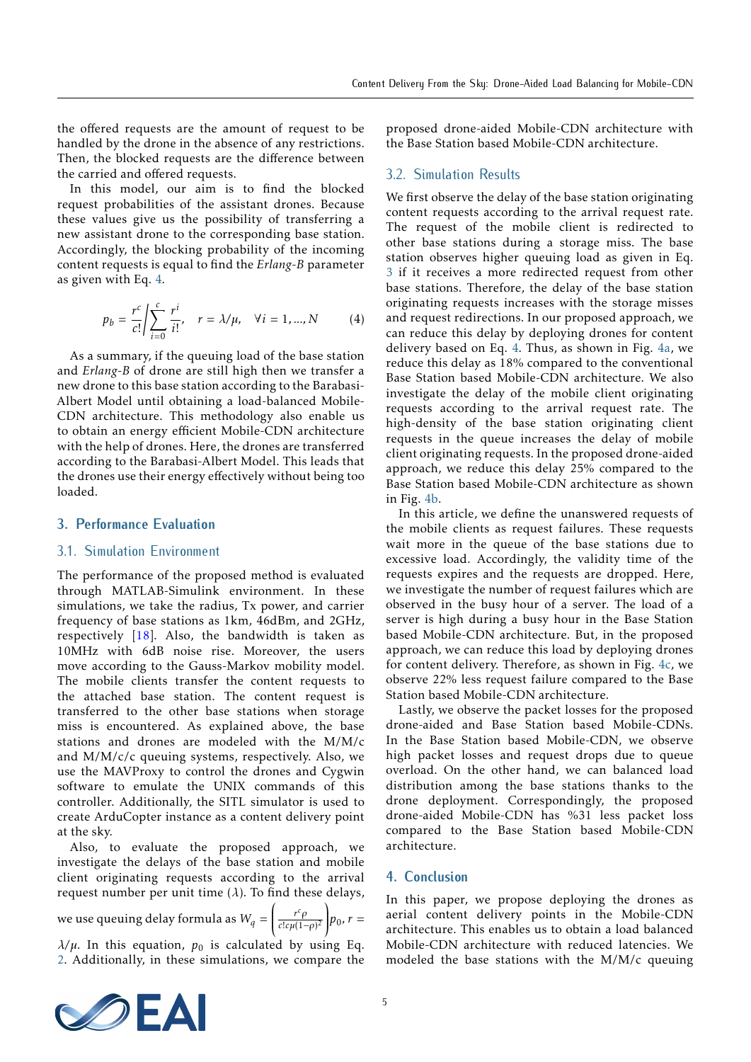the offered requests are the amount of request to be handled by the drone in the absence of any restrictions. Then, the blocked requests are the difference between the carried and offered requests.

In this model, our aim is to find the blocked request probabilities of the assistant drones. Because these values give us the possibility of transferring a new assistant drone to the corresponding base station. Accordingly, the blocking probability of the incoming content requests is equal to find the *Erlang-B* parameter as given with Eq. 4.

$$p_b = \frac{r^c}{c!} \Bigg/ \sum_{i=0}^{c} \frac{r^i}{i!}, \quad r = \lambda/\mu, \quad \forall i = 1, \ldots, N \tag{4}$$

As a summary, if the queuing load of the base station and *Erlang-B* of drone are still high then we transfer a new drone to this base station according to the Barabasi-Albert Model until obtaining a load-balanced Mobile-CDN architecture. This methodology also enable us to obtain an energy efficient Mobile-CDN architecture with the help of drones. Here, the drones are transferred according to the Barabasi-Albert Model. This leads that the drones use their energy effectively without being too loaded.

## 3. Performance Evaluation

### 3.1. Simulation Environment

The performance of the proposed method is evaluated through MATLAB-Simulink environment. In these simulations, we take the radius, Tx power, and carrier frequency of base stations as 1km, 46dBm, and 2GHz, respectively [18]. Also, the bandwidth is taken as 10MHz with 6dB noise rise. Moreover, the users move according to the Gauss-Markov mobility model. The mobile clients transfer the content requests to the attached base station. The content request is transferred to the other base stations when storage miss is encountered. As explained above, the base stations and drones are modeled with the M/M/c and M/M/c/c queuing systems, respectively. Also, we use the MAVProxy to control the drones and Cygwin software to emulate the UNIX commands of this controller. Additionally, the SITL simulator is used to create ArduCopter instance as a content delivery point at the sky.

Also, to evaluate the proposed approach, we investigate the delays of the base station and mobile client originating requests according to the arrival request number per unit time ($\lambda$). To find these delays, we use queuing delay formula as $W_q = \left( \frac{r^c \rho}{c! c\mu (1-\rho)^2} \right) p_0$, $r = \lambda/\mu$. In this equation, $p_0$ is calculated by using Eq. 2. Additionally, in these simulations, we compare the proposed drone-aided Mobile-CDN architecture with the Base Station based Mobile-CDN architecture.

### 3.2. Simulation Results

We first observe the delay of the base station originating content requests according to the arrival request rate. The request of the mobile client is redirected to other base stations during a storage miss. The base station observes higher queuing load as given in Eq. 3 if it receives a more redirected request from other base stations. Therefore, the delay of the base station originating requests increases with the storage misses and request redirections. In our proposed approach, we can reduce this delay by deploying drones for content delivery based on Eq. 4. Thus, as shown in Fig. 4a, we reduce this delay as 18% compared to the conventional Base Station based Mobile-CDN architecture. We also investigate the delay of the mobile client originating requests according to the arrival request rate. The high-density of the base station originating client requests in the queue increases the delay of mobile client originating requests. In the proposed drone-aided approach, we reduce this delay 25% compared to the Base Station based Mobile-CDN architecture as shown in Fig. 4b.

In this article, we define the unanswered requests of the mobile clients as request failures. These requests wait more in the queue of the base stations due to excessive load. Accordingly, the validity time of the requests expires and the requests are dropped. Here, we investigate the number of request failures which are observed in the busy hour of a server. The load of a server is high during a busy hour in the Base Station based Mobile-CDN architecture. But, in the proposed approach, we can reduce this load by deploying drones for content delivery. Therefore, as shown in Fig. 4c, we observe 22% less request failure compared to the Base Station based Mobile-CDN architecture.

Lastly, we observe the packet losses for the proposed drone-aided and Base Station based Mobile-CDNs. In the Base Station based Mobile-CDN, we observe high packet losses and request drops due to queue overload. On the other hand, we can balanced load distribution among the base stations thanks to the drone deployment. Correspondingly, the proposed drone-aided Mobile-CDN has %31 less packet loss compared to the Base Station based Mobile-CDN architecture.

## 4. Conclusion

In this paper, we propose deploying the drones as aerial content delivery points in the Mobile-CDN architecture. This enables us to obtain a load balanced Mobile-CDN architecture with reduced latencies. We modeled the base stations with the M/M/c queuing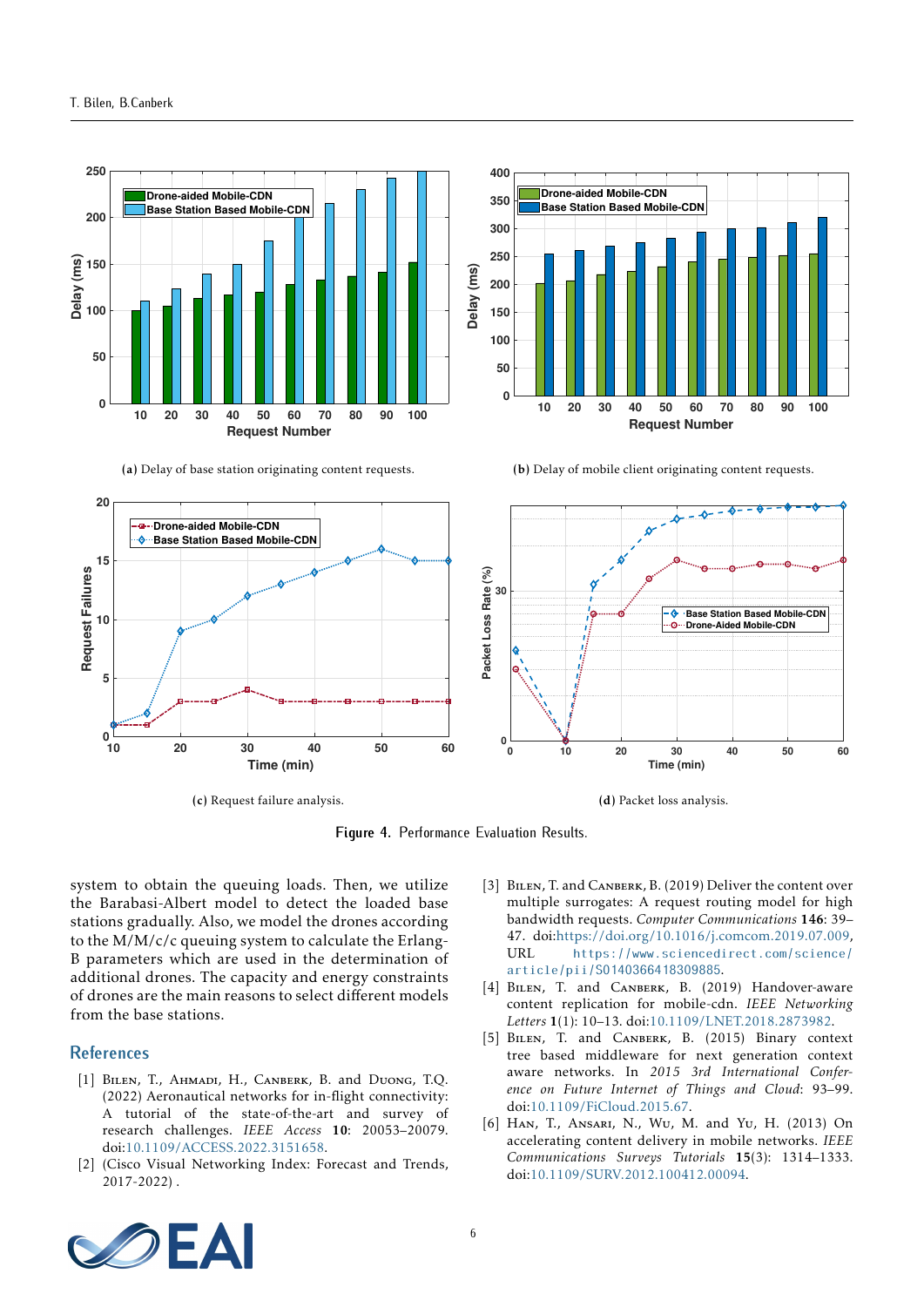(a) Delay of base station originating content requests.

(b) Delay of mobile client originating content requests.

(c) Request failure analysis.

(d) Packet loss analysis.

**Figure 4.** Performance Evaluation Results.

system to obtain the queuing loads. Then, we utilize the Barabasi-Albert model to detect the loaded base stations gradually. Also, we model the drones according to the M/M/c/c queuing system to calculate the Erlang-B parameters which are used in the determination of additional drones. The capacity and energy constraints of drones are the main reasons to select different models from the base stations.

## References

[1] Bilen, T., Ahmadi, H., Canberk, B. and Duong, T.Q. (2022) Aeronautical networks for in-flight connectivity: A tutorial of the state-of-the-art and survey of research challenges. *IEEE Access* **10**: 20053–20079. doi:10.1109/ACCESS.2022.3151658.

[2] (Cisco Visual Networking Index: Forecast and Trends, 2017-2022) .

[3] Bilen, T. and Canberk, B. (2019) Deliver the content over multiple surrogates: A request routing model for high bandwidth requests. *Computer Communications* **146**: 39–47. doi:https://doi.org/10.1016/j.comcom.2019.07.009, URL https://www.sciencedirect.com/science/article/pii/S0140366418309885.

[4] Bilen, T. and Canberk, B. (2019) Handover-aware content replication for mobile-cdn. *IEEE Networking Letters* **1**(1): 10–13. doi:10.1109/LNET.2018.2873982.

[5] Bilen, T. and Canberk, B. (2015) Binary context tree based middleware for next generation context aware networks. In *2015 3rd International Conference on Future Internet of Things and Cloud*: 93–99. doi:10.1109/FiCloud.2015.67.

[6] Han, T., Ansari, N., Wu, M. and Yu, H. (2013) On accelerating content delivery in mobile networks. *IEEE Communications Surveys Tutorials* **15**(3): 1314–1333. doi:10.1109/SURV.2012.100412.00094.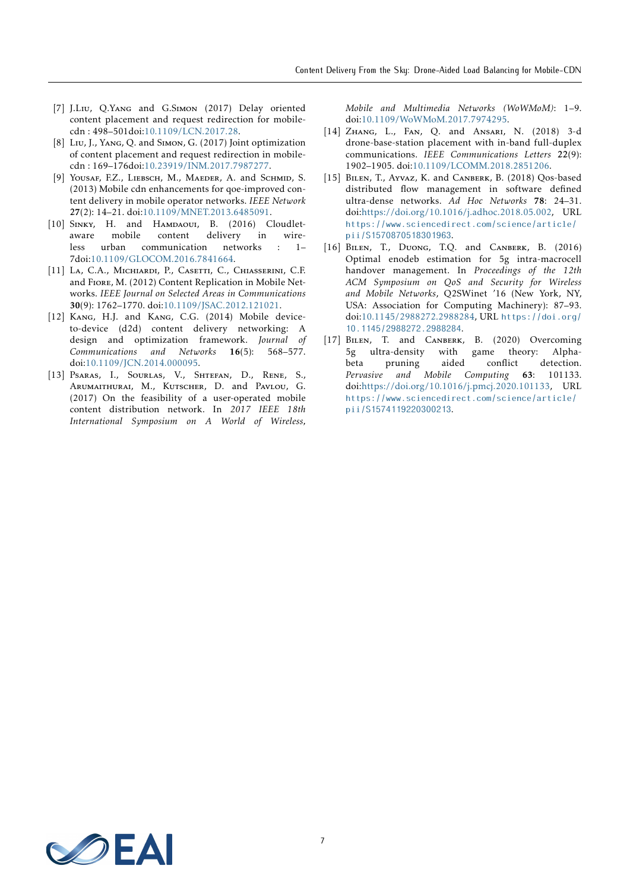[7] J.Liu, Q.Yang and G.Simon (2017) Delay oriented content placement and request redirection for mobile-cdn : 498–501doi:10.1109/LCN.2017.28.

[8] Liu, J., Yang, Q. and Simon, G. (2017) Joint optimization of content placement and request redirection in mobile-cdn : 169–176doi:10.23919/INM.2017.7987277.

[9] Yousaf, F.Z., Liebsch, M., Maeder, A. and Schmid, S. (2013) Mobile cdn enhancements for qoe-improved content delivery in mobile operator networks. *IEEE Network* **27**(2): 14–21. doi:10.1109/MNET.2013.6485091.

[10] Sinky, H. and Hamdaoui, B. (2016) Cloudlet-aware mobile content delivery in wireless urban communication networks : 1–7doi:10.1109/GLOCOM.2016.7841664.

[11] La, C.A., Michiardi, P., Casetti, C., Chiasserini, C.F. and Fiore, M. (2012) Content Replication in Mobile Networks. *IEEE Journal on Selected Areas in Communications* **30**(9): 1762–1770. doi:10.1109/JSAC.2012.121021.

[12] Kang, H.J. and Kang, C.G. (2014) Mobile device-to-device (d2d) content delivery networking: A design and optimization framework. *Journal of Communications and Networks* **16**(5): 568–577. doi:10.1109/JCN.2014.000095.

[13] Psaras, I., Sourlas, V., Shtefan, D., Rene, S., Arumaithurai, M., Kutscher, D. and Pavlou, G. (2017) On the feasibility of a user-operated mobile content distribution network. In *2017 IEEE 18th International Symposium on A World of Wireless, Mobile and Multimedia Networks (WoWMoM)*: 1–9. doi:10.1109/WoWMoM.2017.7974295.

[14] Zhang, L., Fan, Q. and Ansari, N. (2018) 3-d drone-base-station placement with in-band full-duplex communications. *IEEE Communications Letters* **22**(9): 1902–1905. doi:10.1109/LCOMM.2018.2851206.

[15] Bilen, T., Ayvaz, K. and Canberk, B. (2018) Qos-based distributed flow management in software defined ultra-dense networks. *Ad Hoc Networks* **78**: 24–31. doi:https://doi.org/10.1016/j.adhoc.2018.05.002, URL https://www.sciencedirect.com/science/article/pii/S1570870518301963.

[16] Bilen, T., Duong, T.Q. and Canberk, B. (2016) Optimal enodeb estimation for 5g intra-macrocell handover management. In *Proceedings of the 12th ACM Symposium on QoS and Security for Wireless and Mobile Networks*, Q2SWinet '16 (New York, NY, USA: Association for Computing Machinery): 87–93. doi:10.1145/2988272.2988284, URL https://doi.org/10.1145/2988272.2988284.

[17] Bilen, T. and Canberk, B. (2020) Overcoming 5g ultra-density with game theory: Alpha-beta pruning aided conflict detection. *Pervasive and Mobile Computing* **63**: 101133. doi:https://doi.org/10.1016/j.pmcj.2020.101133, URL https://www.sciencedirect.com/science/article/pii/S1574119220300213.